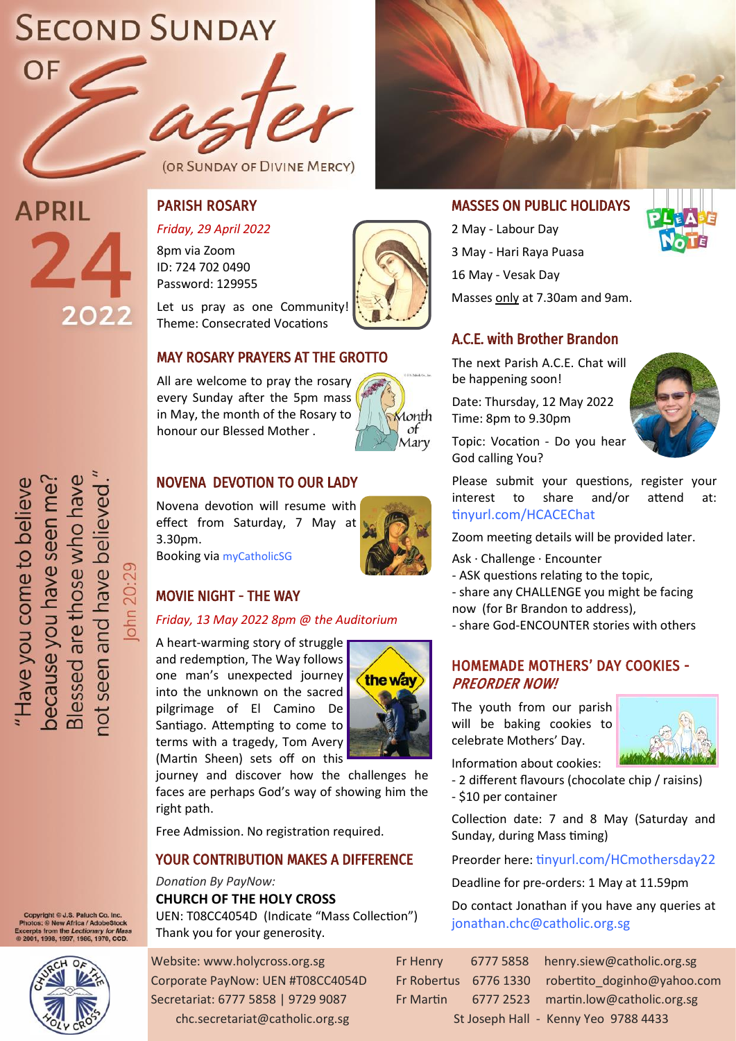# SECOND SUNDAY OF Easter

(OR SUNDAY OF DIVINE MERCY)

APRIL 24 2022

"Have you come to believe because you have seen me? Blessed are those who have not seen and have believed."

John 20:29

Copyright © J.S. Paluch Co. Inc.
Photos: © New Africa / AdobeStock
Excerpts from the *Lectionary for Mass* © 2001, 1998, 1997, 1986, 1970, CCD.

## PARISH ROSARY

*Friday, 29 April 2022*

8pm via Zoom
ID: 724 702 0490
Password: 129955

Let us pray as one Community!
Theme: Consecrated Vocations

## MAY ROSARY PRAYERS AT THE GROTTO

All are welcome to pray the rosary every Sunday after the 5pm mass in May, the month of the Rosary to honour our Blessed Mother .

Month of Mary

## NOVENA DEVOTION TO OUR LADY

Novena devotion will resume with effect from Saturday, 7 May at 3.30pm.
Booking via myCatholicSG

## MOVIE NIGHT - THE WAY

*Friday, 13 May 2022 8pm @ the Auditorium*

A heart-warming story of struggle and redemption, The Way follows one man's unexpected journey into the unknown on the sacred pilgrimage of El Camino De Santiago. Attempting to come to terms with a tragedy, Tom Avery (Martin Sheen) sets off on this journey and discover how the challenges he faces are perhaps God's way of showing him the right path.

Free Admission. No registration required.

## YOUR CONTRIBUTION MAKES A DIFFERENCE

*Donation By PayNow:*

**CHURCH OF THE HOLY CROSS**

UEN: T08CC4054D (Indicate "Mass Collection")

Thank you for your generosity.

## MASSES ON PUBLIC HOLIDAYS

PLEASE NOTE

2 May - Labour Day

3 May - Hari Raya Puasa

16 May - Vesak Day

Masses only at 7.30am and 9am.

## A.C.E. with Brother Brandon

The next Parish A.C.E. Chat will be happening soon!

Date: Thursday, 12 May 2022
Time: 8pm to 9.30pm

Topic: Vocation - Do you hear God calling You?

Please submit your questions, register your interest to share and/or attend at: tinyurl.com/HCACEChat

Zoom meeting details will be provided later.

Ask · Challenge · Encounter

- ASK questions relating to the topic,
- share any CHALLENGE you might be facing now (for Br Brandon to address),
- share God-ENCOUNTER stories with others

## HOMEMADE MOTHERS' DAY COOKIES - *PREORDER NOW!*

The youth from our parish will be baking cookies to celebrate Mothers' Day.

Information about cookies:

- 2 different flavours (chocolate chip / raisins)
- $10 per container

Collection date: 7 and 8 May (Saturday and Sunday, during Mass timing)

Preorder here: tinyurl.com/HCmothersday22

Deadline for pre-orders: 1 May at 11.59pm

Do contact Jonathan if you have any queries at jonathan.chc@catholic.org.sg

---

Website: www.holycross.org.sg
Corporate PayNow: UEN #T08CC4054D
Secretariat: 6777 5858 | 9729 9087
chc.secretariat@catholic.org.sg

| | | |
|---|---|---|
| Fr Henry | 6777 5858 | henry.siew@catholic.org.sg |
| Fr Robertus | 6776 1330 | robertito_doginho@yahoo.com |
| Fr Martin | 6777 2523 | martin.low@catholic.org.sg |

St Joseph Hall - Kenny Yeo 9788 4433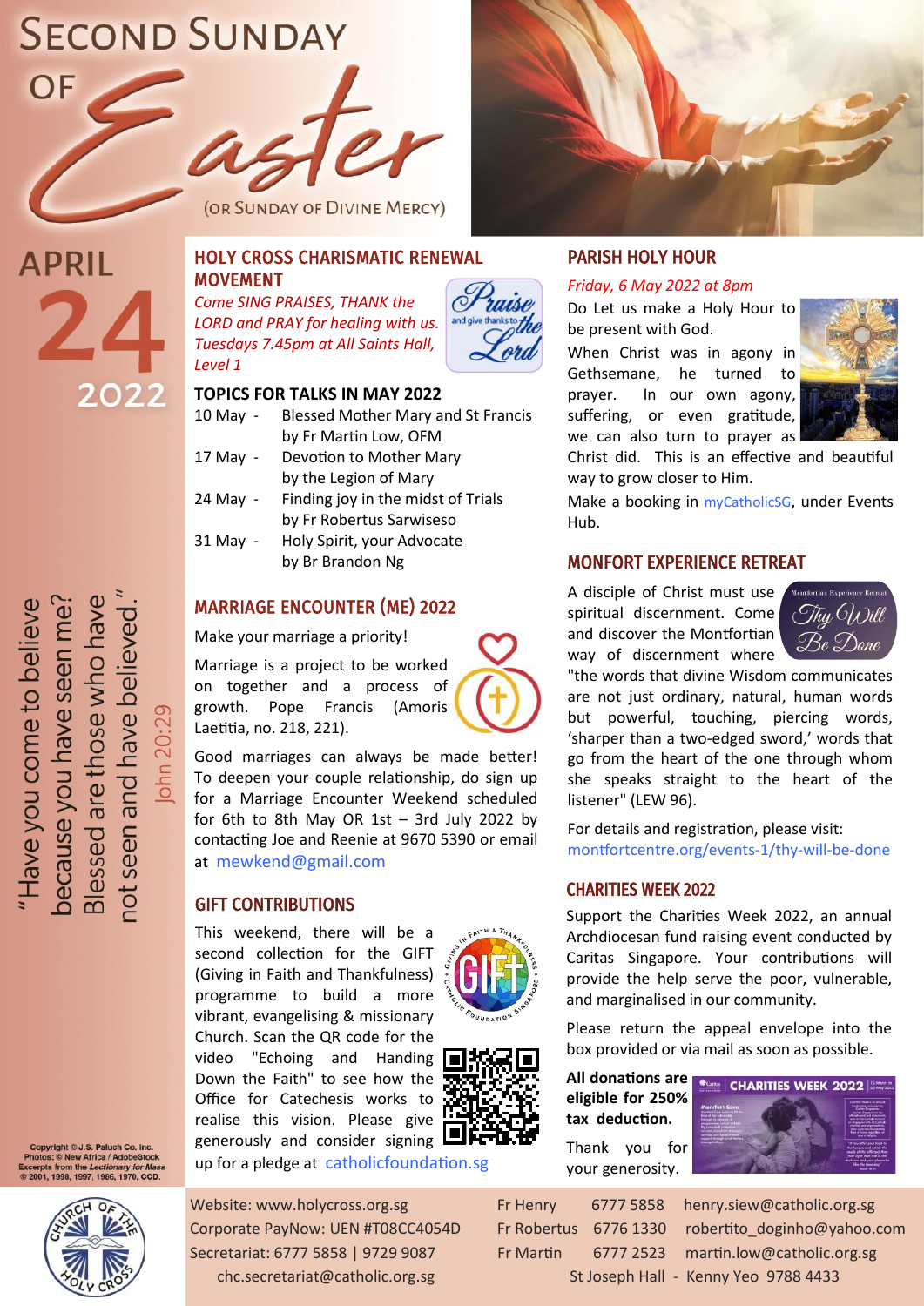# SECOND SUNDAY OF Easter

(OR SUNDAY OF DIVINE MERCY)

APRIL 24 2022

"Have you come to believe because you have seen me? Blessed are those who have not seen and have believed."

John 20:29

Copyright © J.S. Paluch Co. Inc.
Photos: © New Africa / AdobeStock
Excerpts from the *Lectionary for Mass* © 2001, 1998, 1997, 1986, 1970, CCD.

## HOLY CROSS CHARISMATIC RENEWAL MOVEMENT

*Come SING PRAISES, THANK the LORD and PRAY for healing with us. Tuesdays 7.45pm at All Saints Hall, Level 1*

**TOPICS FOR TALKS IN MAY 2022**

- 10 May - Blessed Mother Mary and St Francis by Fr Martin Low, OFM
- 17 May - Devotion to Mother Mary by the Legion of Mary
- 24 May - Finding joy in the midst of Trials by Fr Robertus Sarwiseso
- 31 May - Holy Spirit, your Advocate by Br Brandon Ng

## MARRIAGE ENCOUNTER (ME) 2022

Make your marriage a priority!

Marriage is a project to be worked on together and a process of growth. Pope Francis (Amoris Laetitia, no. 218, 221).

Good marriages can always be made better! To deepen your couple relationship, do sign up for a Marriage Encounter Weekend scheduled for 6th to 8th May OR 1st – 3rd July 2022 by contacting Joe and Reenie at 9670 5390 or email at mewkend@gmail.com

## GIFT CONTRIBUTIONS

This weekend, there will be a second collection for the GIFT (Giving in Faith and Thankfulness) programme to build a more vibrant, evangelising & missionary Church. Scan the QR code for the video "Echoing and Handing Down the Faith" to see how the Office for Catechesis works to realise this vision. Please give generously and consider signing up for a pledge at catholicfoundation.sg

## PARISH HOLY HOUR

*Friday, 6 May 2022 at 8pm*

Do Let us make a Holy Hour to be present with God.

When Christ was in agony in Gethsemane, he turned to prayer. In our own agony, suffering, or even gratitude, we can also turn to prayer as Christ did. This is an effective and beautiful way to grow closer to Him.

Make a booking in myCatholicSG, under Events Hub.

## MONFORT EXPERIENCE RETREAT

A disciple of Christ must use spiritual discernment. Come and discover the Montfortian way of discernment where "the words that divine Wisdom communicates are not just ordinary, natural, human words but powerful, touching, piercing words, 'sharper than a two-edged sword,' words that go from the heart of the one through whom she speaks straight to the heart of the listener" (LEW 96).

For details and registration, please visit: montfortcentre.org/events-1/thy-will-be-done

## CHARITIES WEEK 2022

Support the Charities Week 2022, an annual Archdiocesan fund raising event conducted by Caritas Singapore. Your contributions will provide the help serve the poor, vulnerable, and marginalised in our community.

Please return the appeal envelope into the box provided or via mail as soon as possible.

**All donations are eligible for 250% tax deduction.**

Thank you for your generosity.

---

Website: www.holycross.org.sg
Corporate PayNow: UEN #T08CC4054D
Secretariat: 6777 5858 | 9729 9087
chc.secretariat@catholic.org.sg

| | | |
|---|---|---|
| Fr Henry | 6777 5858 | henry.siew@catholic.org.sg |
| Fr Robertus | 6776 1330 | robertito_doginho@yahoo.com |
| Fr Martin | 6777 2523 | martin.low@catholic.org.sg |

St Joseph Hall - Kenny Yeo 9788 4433